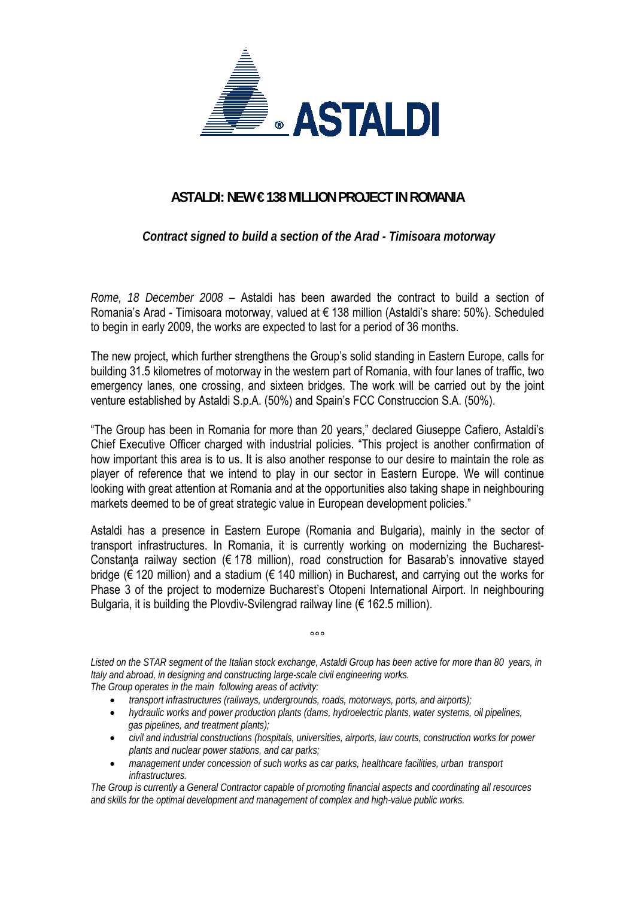# ASTALDI: NEW € 138 MILLION PROJECT IN ROMANIA

***Contract signed to build a section of the Arad - Timisoara motorway***

*Rome, 18 December 2008* – Astaldi has been awarded the contract to build a section of Romania's Arad - Timisoara motorway, valued at € 138 million (Astaldi's share: 50%). Scheduled to begin in early 2009, the works are expected to last for a period of 36 months.

The new project, which further strengthens the Group's solid standing in Eastern Europe, calls for building 31.5 kilometres of motorway in the western part of Romania, with four lanes of traffic, two emergency lanes, one crossing, and sixteen bridges. The work will be carried out by the joint venture established by Astaldi S.p.A. (50%) and Spain's FCC Construccion S.A. (50%).

"The Group has been in Romania for more than 20 years," declared Giuseppe Cafiero, Astaldi's Chief Executive Officer charged with industrial policies. "This project is another confirmation of how important this area is to us. It is also another response to our desire to maintain the role as player of reference that we intend to play in our sector in Eastern Europe. We will continue looking with great attention at Romania and at the opportunities also taking shape in neighbouring markets deemed to be of great strategic value in European development policies."

Astaldi has a presence in Eastern Europe (Romania and Bulgaria), mainly in the sector of transport infrastructures. In Romania, it is currently working on modernizing the Bucharest-Constanţa railway section (€ 178 million), road construction for Basarab's innovative stayed bridge (€ 120 million) and a stadium (€ 140 million) in Bucharest, and carrying out the works for Phase 3 of the project to modernize Bucharest's Otopeni International Airport. In neighbouring Bulgaria, it is building the Plovdiv-Svilengrad railway line (€ 162.5 million).

°°°

*Listed on the STAR segment of the Italian stock exchange, Astaldi Group has been active for more than 80 years, in Italy and abroad, in designing and constructing large-scale civil engineering works.*
*The Group operates in the main following areas of activity:*

- *transport infrastructures (railways, undergrounds, roads, motorways, ports, and airports);*
- *hydraulic works and power production plants (dams, hydroelectric plants, water systems, oil pipelines, gas pipelines, and treatment plants);*
- *civil and industrial constructions (hospitals, universities, airports, law courts, construction works for power plants and nuclear power stations, and car parks;*
- *management under concession of such works as car parks, healthcare facilities, urban transport infrastructures.*

*The Group is currently a General Contractor capable of promoting financial aspects and coordinating all resources and skills for the optimal development and management of complex and high-value public works.*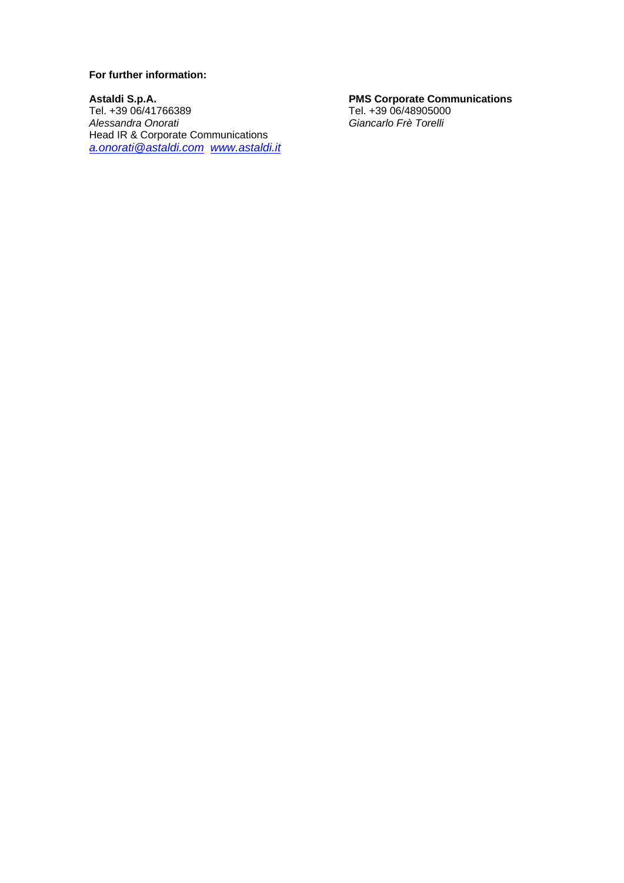**For further information:**

**Astaldi S.p.A.**
Tel. +39 06/41766389
*Alessandra Onorati*
Head IR & Corporate Communications
*a.onorati@astaldi.com* *www.astaldi.it*

**PMS Corporate Communications**
Tel. +39 06/48905000
*Giancarlo Frè Torelli*